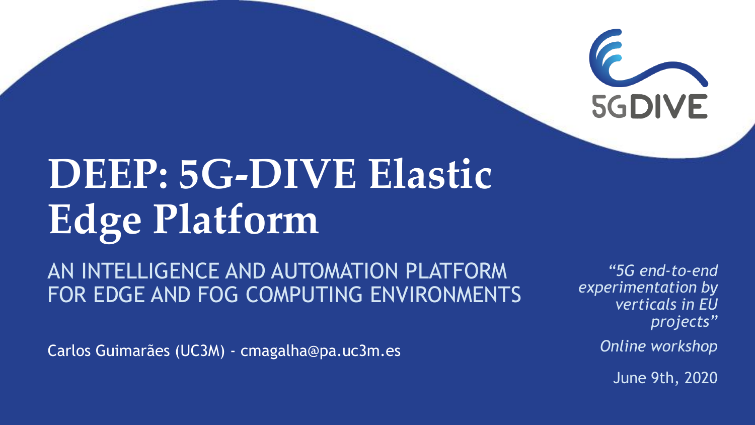5GDIVE

# DEEP: 5G-DIVE Elastic Edge Platform

## AN INTELLIGENCE AND AUTOMATION PLATFORM FOR EDGE AND FOG COMPUTING ENVIRONMENTS

Carlos Guimarães (UC3M) - cmagalha@pa.uc3m.es

*"5G end-to-end experimentation by verticals in EU projects"*

*Online workshop*

June 9th, 2020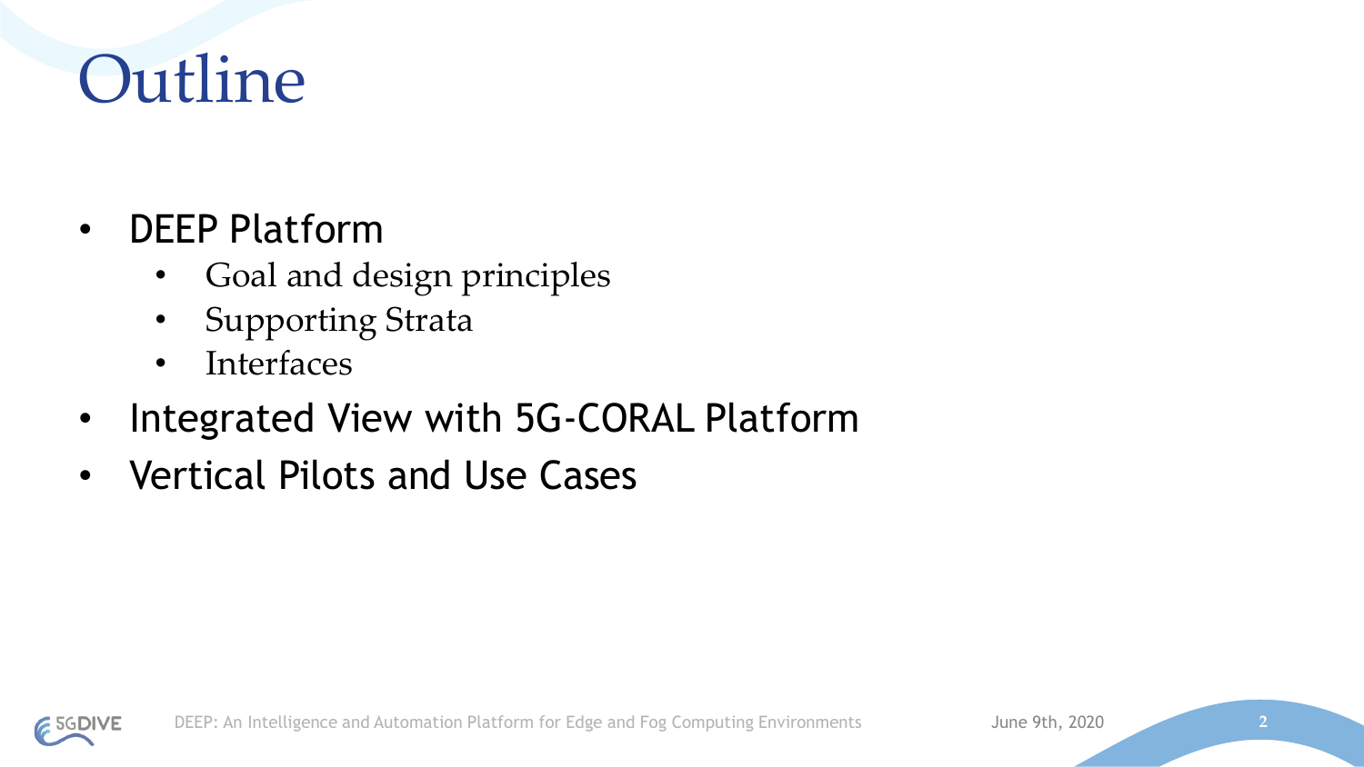# Outline

- DEEP Platform
  - Goal and design principles
  - Supporting Strata
  - Interfaces
- Integrated View with 5G-CORAL Platform
- Vertical Pilots and Use Cases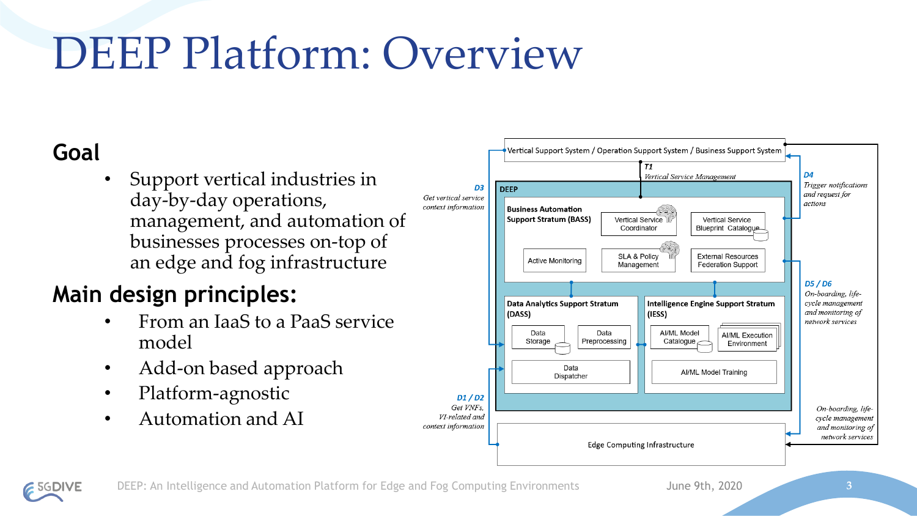# DEEP Platform: Overview

## Goal

- Support vertical industries in day-by-day operations, management, and automation of businesses processes on-top of an edge and fog infrastructure

## Main design principles:

- From an IaaS to a PaaS service model
- Add-on based approach
- Platform-agnostic
- Automation and AI

Vertical Support System / Operation Support System / Business Support System

**T1** *Vertical Service Management*

**D3** *Get vertical service context information*

**D4** *Trigger notifications and request for actions*

**DEEP**

**Business Automation Support Stratum (BASS)**: Vertical Service Coordinator; Vertical Service Blueprint Catalogue; Active Monitoring; SLA & Policy Management; External Resources Federation Support

**Data Analytics Support Stratum (DASS)**: Data Storage; Data Preprocessing; Data Dispatcher

**Intelligence Engine Support Stratum (IESS)**: AI/ML Model Catalogue; AI/ML Execution Environment; AI/ML Model Training

**D5 / D6** *On-boarding, life-cycle management and monitoring of network services*

**D1 / D2** *Get VNFs, VI-related and context information*

*On-boarding, life-cycle management and monitoring of network services*

Edge Computing Infrastructure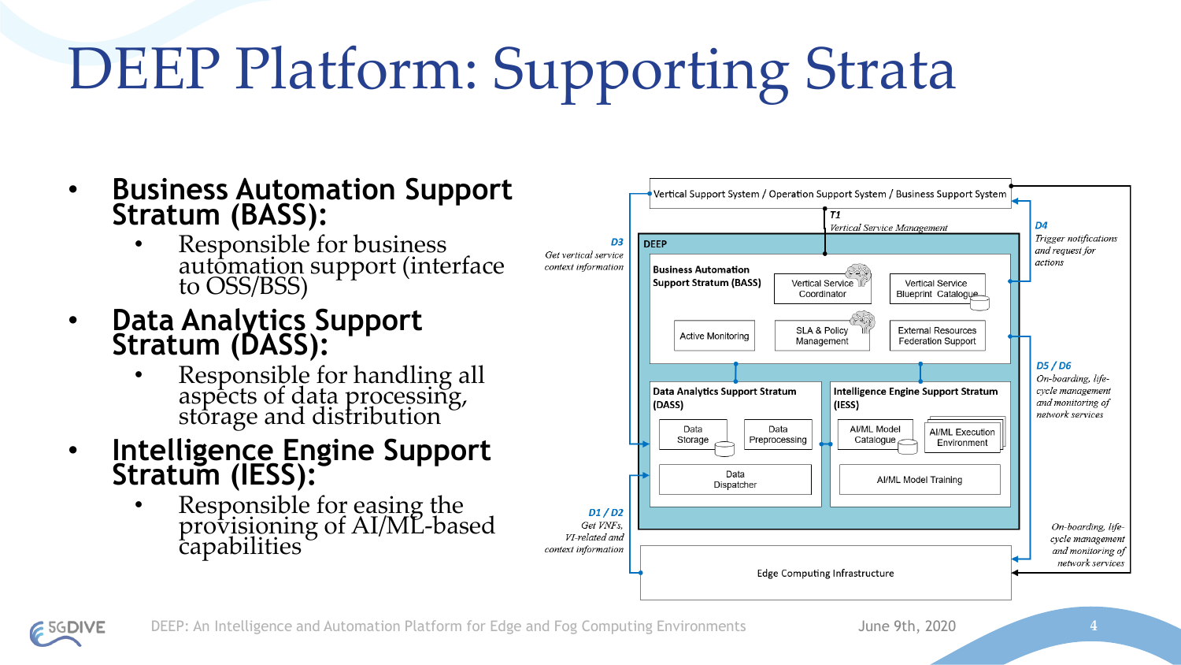# DEEP Platform: Supporting Strata

- **Business Automation Support Stratum (BASS):**
  - Responsible for business automation support (interface to OSS/BSS)
- **Data Analytics Support Stratum (DASS):**
  - Responsible for handling all aspects of data processing, storage and distribution
- **Intelligence Engine Support Stratum (IESS):**
  - Responsible for easing the provisioning of AI/ML-based capabilities

Vertical Support System / Operation Support System / Business Support System

**T1** *Vertical Service Management*

**D3** *Get vertical service context information*

**D4** *Trigger notifications and request for actions*

DEEP

Business Automation Support Stratum (BASS): Vertical Service Coordinator, Vertical Service Blueprint Catalogue, Active Monitoring, SLA & Policy Management, External Resources Federation Support

Data Analytics Support Stratum (DASS): Data Storage, Data Preprocessing, Data Dispatcher

Intelligence Engine Support Stratum (IESS): AI/ML Model Catalogue, AI/ML Execution Environment, AI/ML Model Training

**D5 / D6** *On-boarding, life-cycle management and monitoring of network services*

**D1 / D2** *Get VNFs, VI-related and context information*

*On-boarding, life-cycle management and monitoring of network services*

Edge Computing Infrastructure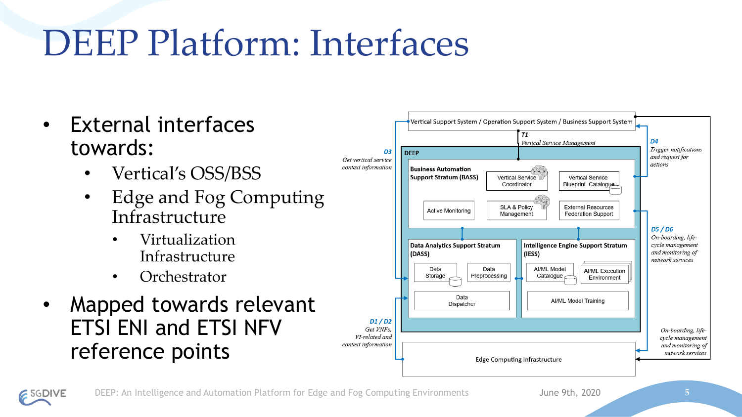# DEEP Platform: Interfaces

- External interfaces towards:
  - Vertical's OSS/BSS
  - Edge and Fog Computing Infrastructure
    - Virtualization Infrastructure
    - Orchestrator
- Mapped towards relevant ETSI ENI and ETSI NFV reference points

Vertical Support System / Operation Support System / Business Support System

**T1** *Vertical Service Management*

**D3** *Get vertical service context information*

**D4** *Trigger notifications and request for actions*

**DEEP**

**Business Automation Support Stratum (BASS)**: Vertical Service Coordinator, Vertical Service Blueprint Catalogue, Active Monitoring, SLA & Policy Management, External Resources Federation Support

**Data Analytics Support Stratum (DASS)**: Data Storage, Data Preprocessing, Data Dispatcher

**Intelligence Engine Support Stratum (IESS)**: AI/ML Model Catalogue, AI/ML Execution Environment, AI/ML Model Training

**D5 / D6** *On-boarding, life-cycle management and monitoring of network services*

**D1 / D2** *Get VNFs, VI-related and context information*

*On-boarding, life-cycle management and monitoring of network services*

Edge Computing Infrastructure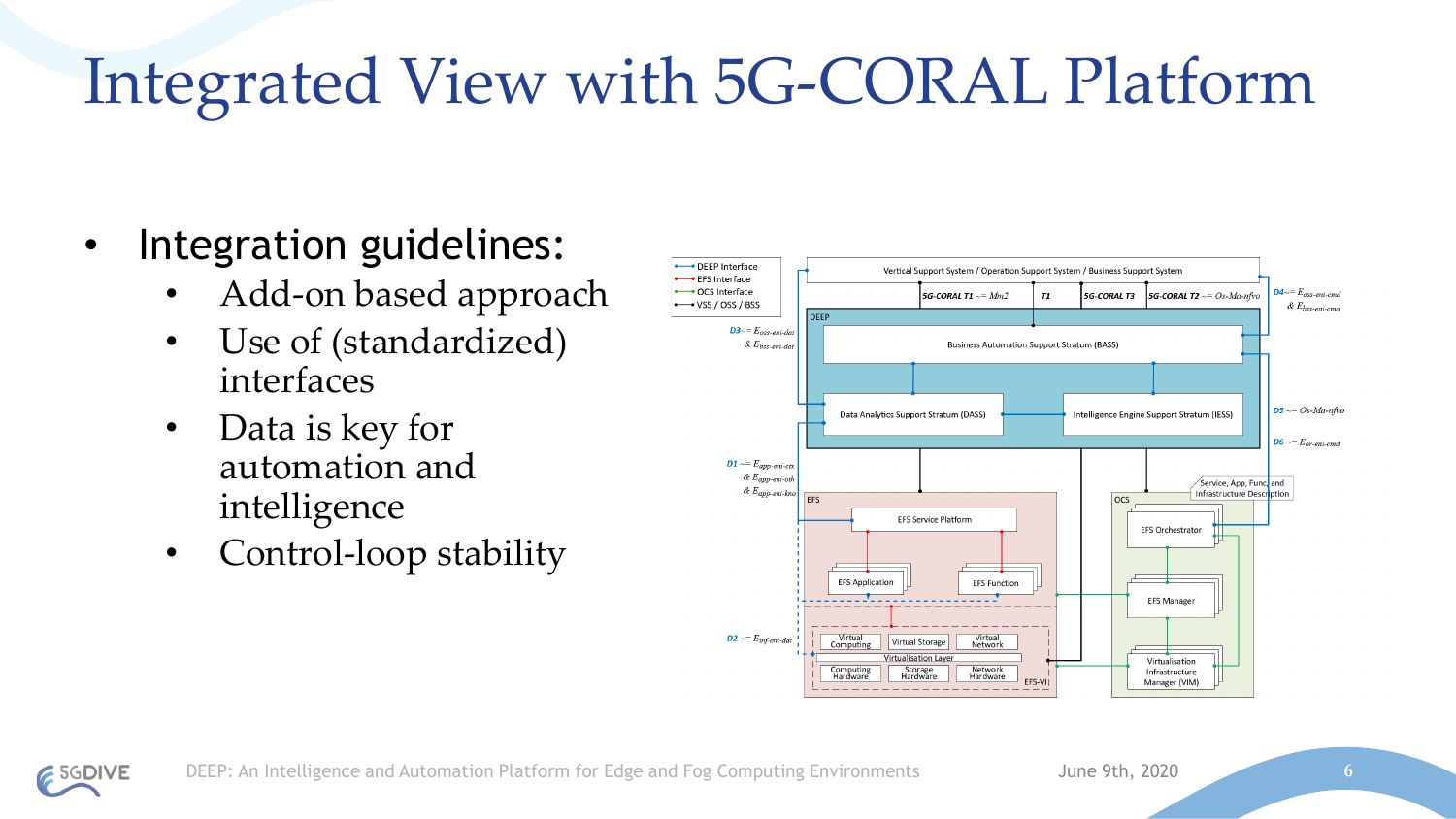# Integrated View with 5G-CORAL Platform

- Integration guidelines:
  - Add-on based approach
  - Use of (standardized) interfaces
  - Data is key for automation and intelligence
  - Control-loop stability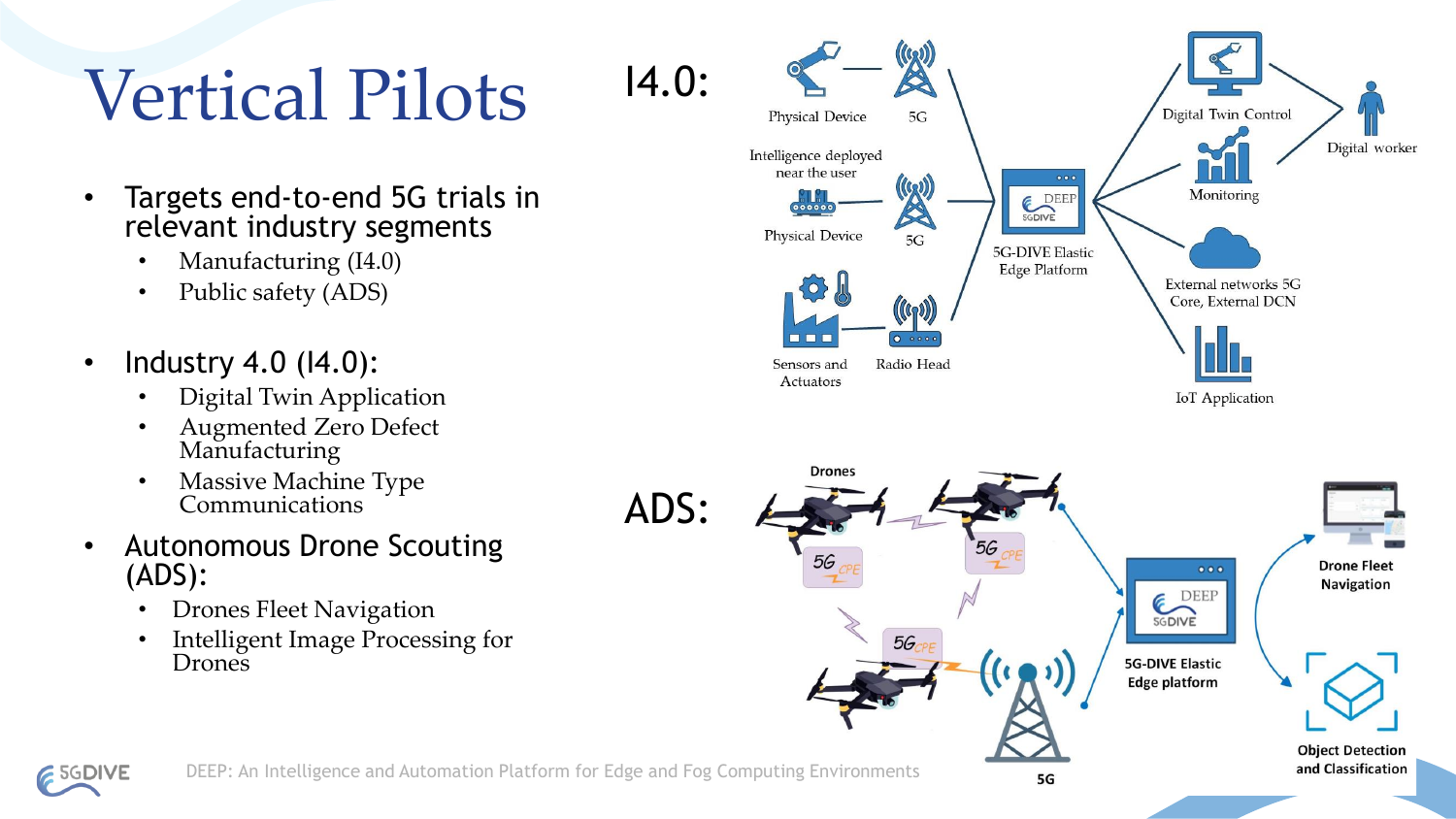# Vertical Pilots

- Targets end-to-end 5G trials in relevant industry segments
  - Manufacturing (I4.0)
  - Public safety (ADS)
- Industry 4.0 (I4.0):
  - Digital Twin Application
  - Augmented Zero Defect Manufacturing
  - Massive Machine Type Communications
- Autonomous Drone Scouting (ADS):
  - Drones Fleet Navigation
  - Intelligent Image Processing for Drones

I4.0:

Physical Device — 5G

Intelligence deployed near the user

Physical Device — 5G

Sensors and Actuators — Radio Head

5G-DIVE Elastic Edge Platform

Digital Twin Control

Monitoring

Digital worker

External networks 5G Core, External DCN

IoT Application

ADS:

Drones

5G CPE

5G-DIVE Elastic Edge platform

Drone Fleet Navigation

Object Detection and Classification

5G

DEEP: An Intelligence and Automation Platform for Edge and Fog Computing Environments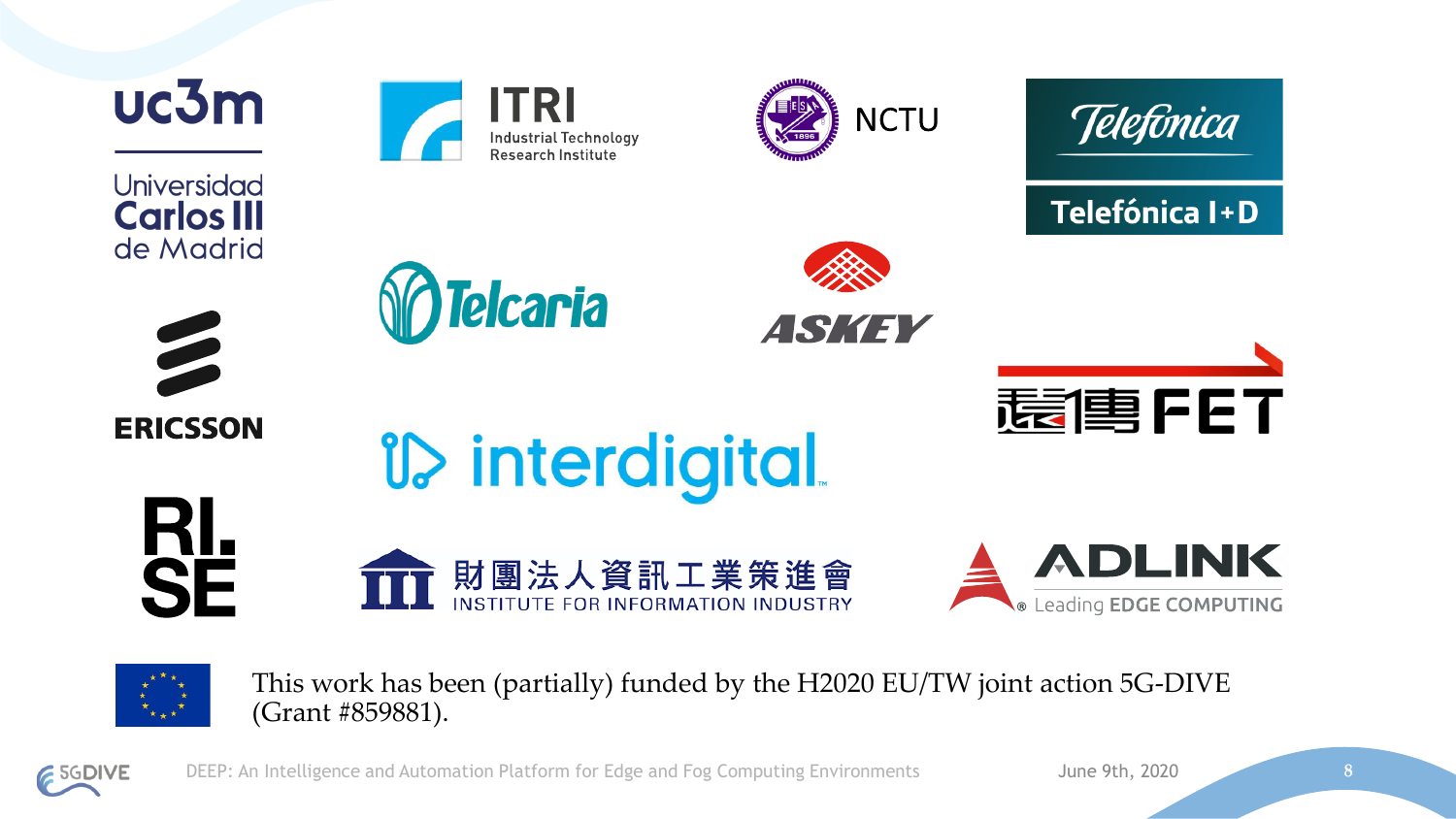uc3m

Universidad Carlos III de Madrid

ITRI

Industrial Technology Research Institute

NCTU

Telefónica

Telefónica I+D

Telcaria

ASKEY

ERICSSON

FET

interdigital

RI. SE

財團法人資訊工業策進會

INSTITUTE FOR INFORMATION INDUSTRY

ADLINK

Leading EDGE COMPUTING

This work has been (partially) funded by the H2020 EU/TW joint action 5G-DIVE (Grant #859881).